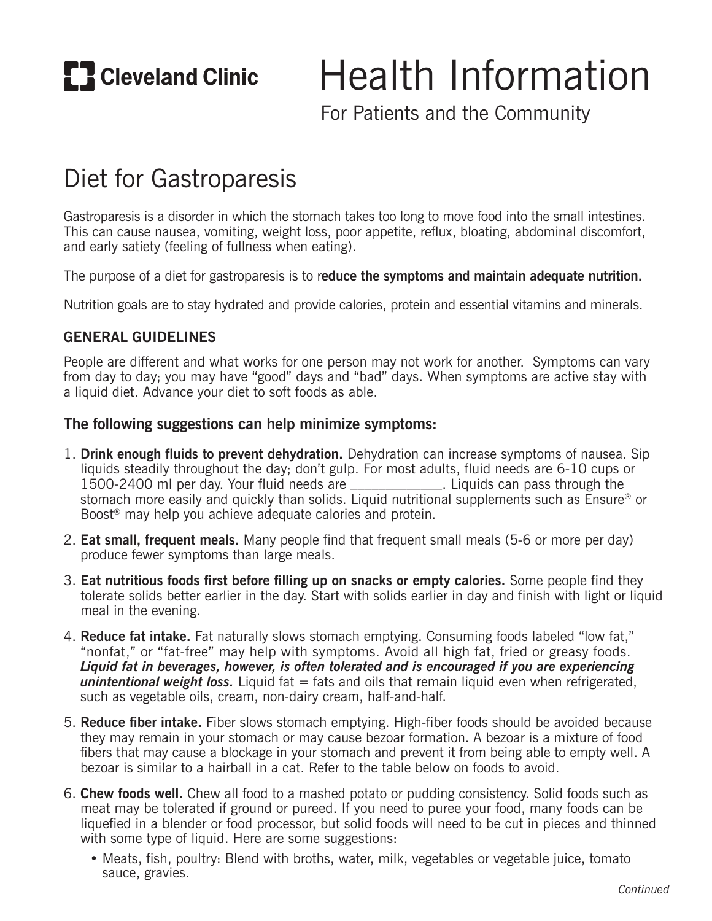Cleveland Clinic

# Health Information

For Patients and the Community

## Diet for Gastroparesis

Gastroparesis is a disorder in which the stomach takes too long to move food into the small intestines. This can cause nausea, vomiting, weight loss, poor appetite, reflux, bloating, abdominal discomfort, and early satiety (feeling of fullness when eating).

The purpose of a diet for gastroparesis is to r**educe the symptoms and maintain adequate nutrition.**

Nutrition goals are to stay hydrated and provide calories, protein and essential vitamins and minerals.

### GENERAL GUIDELINES

People are different and what works for one person may not work for another. Symptoms can vary from day to day; you may have "good" days and "bad" days. When symptoms are active stay with a liquid diet. Advance your diet to soft foods as able.

### The following suggestions can help minimize symptoms:

1. **Drink enough fluids to prevent dehydration.** Dehydration can increase symptoms of nausea. Sip liquids steadily throughout the day; don't gulp. For most adults, fluid needs are 6-10 cups or 1500-2400 ml per day. Your fluid needs are _____________. Liquids can pass through the stomach more easily and quickly than solids. Liquid nutritional supplements such as Ensure® or Boost® may help you achieve adequate calories and protein.
2. **Eat small, frequent meals.** Many people find that frequent small meals (5-6 or more per day) produce fewer symptoms than large meals.
3. **Eat nutritious foods first before filling up on snacks or empty calories.** Some people find they tolerate solids better earlier in the day. Start with solids earlier in day and finish with light or liquid meal in the evening.
4. **Reduce fat intake.** Fat naturally slows stomach emptying. Consuming foods labeled "low fat," "nonfat," or "fat-free" may help with symptoms. Avoid all high fat, fried or greasy foods. ***Liquid fat in beverages, however, is often tolerated and is encouraged if you are experiencing unintentional weight loss.*** Liquid fat = fats and oils that remain liquid even when refrigerated, such as vegetable oils, cream, non-dairy cream, half-and-half.
5. **Reduce fiber intake.** Fiber slows stomach emptying. High-fiber foods should be avoided because they may remain in your stomach or may cause bezoar formation. A bezoar is a mixture of food fibers that may cause a blockage in your stomach and prevent it from being able to empty well. A bezoar is similar to a hairball in a cat. Refer to the table below on foods to avoid.
6. **Chew foods well.** Chew all food to a mashed potato or pudding consistency. Solid foods such as meat may be tolerated if ground or pureed. If you need to puree your food, many foods can be liquefied in a blender or food processor, but solid foods will need to be cut in pieces and thinned with some type of liquid. Here are some suggestions:
   - Meats, fish, poultry: Blend with broths, water, milk, vegetables or vegetable juice, tomato sauce, gravies.

*Continued*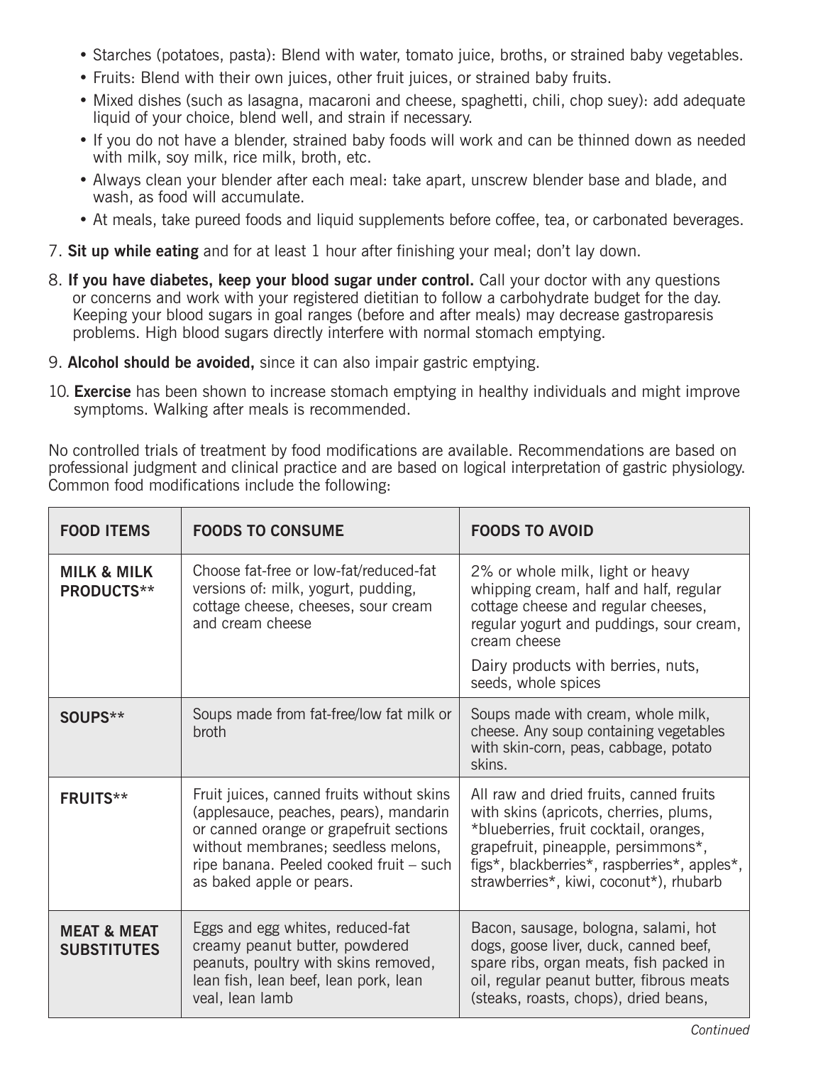- Starches (potatoes, pasta): Blend with water, tomato juice, broths, or strained baby vegetables.
- Fruits: Blend with their own juices, other fruit juices, or strained baby fruits.
- Mixed dishes (such as lasagna, macaroni and cheese, spaghetti, chili, chop suey): add adequate liquid of your choice, blend well, and strain if necessary.
- If you do not have a blender, strained baby foods will work and can be thinned down as needed with milk, soy milk, rice milk, broth, etc.
- Always clean your blender after each meal: take apart, unscrew blender base and blade, and wash, as food will accumulate.
- At meals, take pureed foods and liquid supplements before coffee, tea, or carbonated beverages.

7. **Sit up while eating** and for at least 1 hour after finishing your meal; don't lay down.
8. **If you have diabetes, keep your blood sugar under control.** Call your doctor with any questions or concerns and work with your registered dietitian to follow a carbohydrate budget for the day. Keeping your blood sugars in goal ranges (before and after meals) may decrease gastroparesis problems. High blood sugars directly interfere with normal stomach emptying.
9. **Alcohol should be avoided,** since it can also impair gastric emptying.
10. **Exercise** has been shown to increase stomach emptying in healthy individuals and might improve symptoms. Walking after meals is recommended.

No controlled trials of treatment by food modifications are available. Recommendations are based on professional judgment and clinical practice and are based on logical interpretation of gastric physiology. Common food modifications include the following:

| FOOD ITEMS | FOODS TO CONSUME | FOODS TO AVOID |
|---|---|---|
| **MILK & MILK PRODUCTS**** | Choose fat-free or low-fat/reduced-fat versions of: milk, yogurt, pudding, cottage cheese, cheeses, sour cream and cream cheese | 2% or whole milk, light or heavy whipping cream, half and half, regular cottage cheese and regular cheeses, regular yogurt and puddings, sour cream, cream cheese<br>Dairy products with berries, nuts, seeds, whole spices |
| **SOUPS**** | Soups made from fat-free/low fat milk or broth | Soups made with cream, whole milk, cheese. Any soup containing vegetables with skin-corn, peas, cabbage, potato skins. |
| **FRUITS**** | Fruit juices, canned fruits without skins (applesauce, peaches, pears), mandarin or canned orange or grapefruit sections without membranes; seedless melons, ripe banana. Peeled cooked fruit – such as baked apple or pears. | All raw and dried fruits, canned fruits with skins (apricots, cherries, plums, *blueberries, fruit cocktail, oranges, grapefruit, pineapple, persimmons*, figs*, blackberries*, raspberries*, apples*, strawberries*, kiwi, coconut*), rhubarb |
| **MEAT & MEAT SUBSTITUTES** | Eggs and egg whites, reduced-fat creamy peanut butter, powdered peanuts, poultry with skins removed, lean fish, lean beef, lean pork, lean veal, lean lamb | Bacon, sausage, bologna, salami, hot dogs, goose liver, duck, canned beef, spare ribs, organ meats, fish packed in oil, regular peanut butter, fibrous meats (steaks, roasts, chops), dried beans, |

*Continued*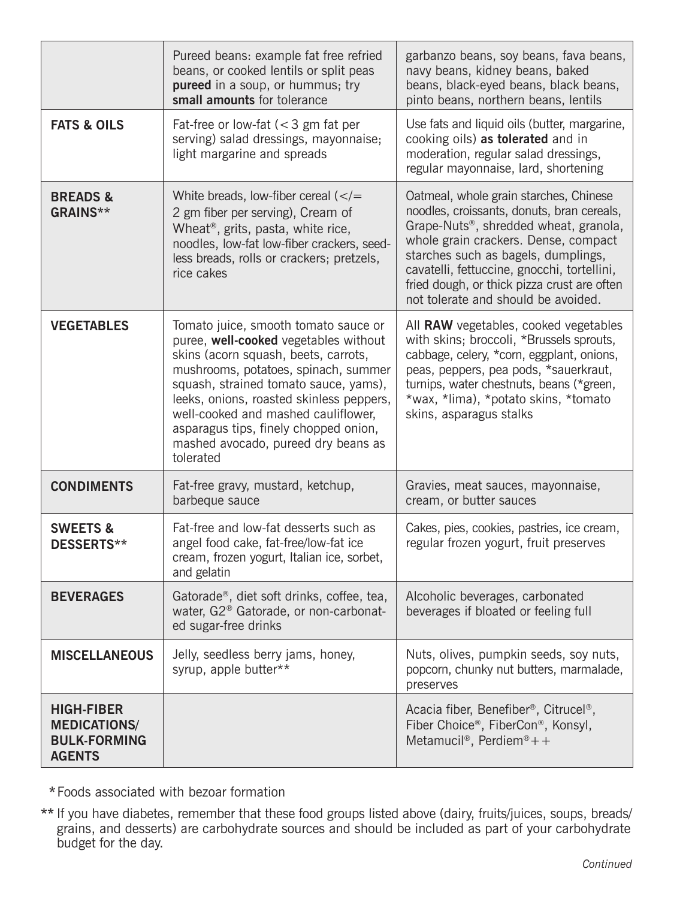| | | |
|---|---|---|
| | Pureed beans: example fat free refried beans, or cooked lentils or split peas **pureed** in a soup, or hummus; try **small amounts** for tolerance | garbanzo beans, soy beans, fava beans, navy beans, kidney beans, baked beans, black-eyed beans, black beans, pinto beans, northern beans, lentils |
| **FATS & OILS** | Fat-free or low-fat (< 3 gm fat per serving) salad dressings, mayonnaise; light margarine and spreads | Use fats and liquid oils (butter, margarine, cooking oils) **as tolerated** and in moderation, regular salad dressings, regular mayonnaise, lard, shortening |
| **BREADS & GRAINS**** | White breads, low-fiber cereal (</= 2 gm fiber per serving), Cream of Wheat®, grits, pasta, white rice, noodles, low-fat low-fiber crackers, seedless breads, rolls or crackers; pretzels, rice cakes | Oatmeal, whole grain starches, Chinese noodles, croissants, donuts, bran cereals, Grape-Nuts®, shredded wheat, granola, whole grain crackers. Dense, compact starches such as bagels, dumplings, cavatelli, fettuccine, gnocchi, tortellini, fried dough, or thick pizza crust are often not tolerate and should be avoided. |
| **VEGETABLES** | Tomato juice, smooth tomato sauce or puree, **well-cooked** vegetables without skins (acorn squash, beets, carrots, mushrooms, potatoes, spinach, summer squash, strained tomato sauce, yams), leeks, onions, roasted skinless peppers, well-cooked and mashed cauliflower, asparagus tips, finely chopped onion, mashed avocado, pureed dry beans as tolerated | All **RAW** vegetables, cooked vegetables with skins; broccoli, *Brussels sprouts, cabbage, celery, *corn, eggplant, onions, peas, peppers, pea pods, *sauerkraut, turnips, water chestnuts, beans (*green, *wax, *lima), *potato skins, *tomato skins, asparagus stalks |
| **CONDIMENTS** | Fat-free gravy, mustard, ketchup, barbeque sauce | Gravies, meat sauces, mayonnaise, cream, or butter sauces |
| **SWEETS & DESSERTS**** | Fat-free and low-fat desserts such as angel food cake, fat-free/low-fat ice cream, frozen yogurt, Italian ice, sorbet, and gelatin | Cakes, pies, cookies, pastries, ice cream, regular frozen yogurt, fruit preserves |
| **BEVERAGES** | Gatorade®, diet soft drinks, coffee, tea, water, G2® Gatorade, or non-carbonated sugar-free drinks | Alcoholic beverages, carbonated beverages if bloated or feeling full |
| **MISCELLANEOUS** | Jelly, seedless berry jams, honey, syrup, apple butter** | Nuts, olives, pumpkin seeds, soy nuts, popcorn, chunky nut butters, marmalade, preserves |
| **HIGH-FIBER MEDICATIONS/ BULK-FORMING AGENTS** | | Acacia fiber, Benefiber®, Citrucel®, Fiber Choice®, FiberCon®, Konsyl, Metamucil®, Perdiem®++ |

\* Foods associated with bezoar formation

** If you have diabetes, remember that these food groups listed above (dairy, fruits/juices, soups, breads/grains, and desserts) are carbohydrate sources and should be included as part of your carbohydrate budget for the day.

*Continued*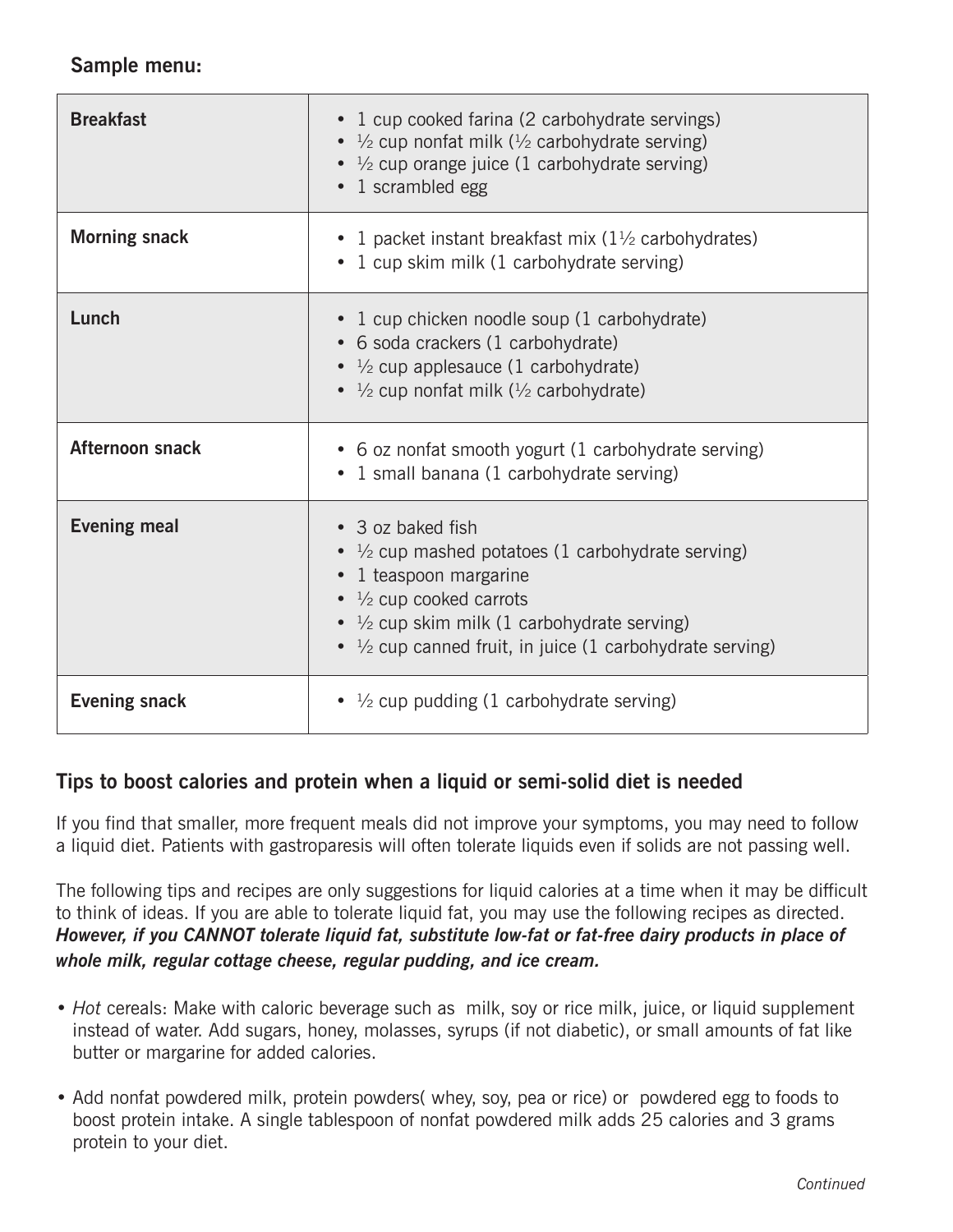**Sample menu:**

| Meal | Items |
|---|---|
| **Breakfast** | • 1 cup cooked farina (2 carbohydrate servings)<br>• ½ cup nonfat milk (½ carbohydrate serving)<br>• ½ cup orange juice (1 carbohydrate serving)<br>• 1 scrambled egg |
| **Morning snack** | • 1 packet instant breakfast mix (1½ carbohydrates)<br>• 1 cup skim milk (1 carbohydrate serving) |
| **Lunch** | • 1 cup chicken noodle soup (1 carbohydrate)<br>• 6 soda crackers (1 carbohydrate)<br>• ½ cup applesauce (1 carbohydrate)<br>• ½ cup nonfat milk (½ carbohydrate) |
| **Afternoon snack** | • 6 oz nonfat smooth yogurt (1 carbohydrate serving)<br>• 1 small banana (1 carbohydrate serving) |
| **Evening meal** | • 3 oz baked fish<br>• ½ cup mashed potatoes (1 carbohydrate serving)<br>• 1 teaspoon margarine<br>• ½ cup cooked carrots<br>• ½ cup skim milk (1 carbohydrate serving)<br>• ½ cup canned fruit, in juice (1 carbohydrate serving) |
| **Evening snack** | • ½ cup pudding (1 carbohydrate serving) |

## Tips to boost calories and protein when a liquid or semi-solid diet is needed

If you find that smaller, more frequent meals did not improve your symptoms, you may need to follow a liquid diet. Patients with gastroparesis will often tolerate liquids even if solids are not passing well.

The following tips and recipes are only suggestions for liquid calories at a time when it may be difficult to think of ideas. If you are able to tolerate liquid fat, you may use the following recipes as directed. ***However, if you CANNOT tolerate liquid fat, substitute low-fat or fat-free dairy products in place of whole milk, regular cottage cheese, regular pudding, and ice cream.***

- *Hot* cereals: Make with caloric beverage such as milk, soy or rice milk, juice, or liquid supplement instead of water. Add sugars, honey, molasses, syrups (if not diabetic), or small amounts of fat like butter or margarine for added calories.
- Add nonfat powdered milk, protein powders( whey, soy, pea or rice) or powdered egg to foods to boost protein intake. A single tablespoon of nonfat powdered milk adds 25 calories and 3 grams protein to your diet.

*Continued*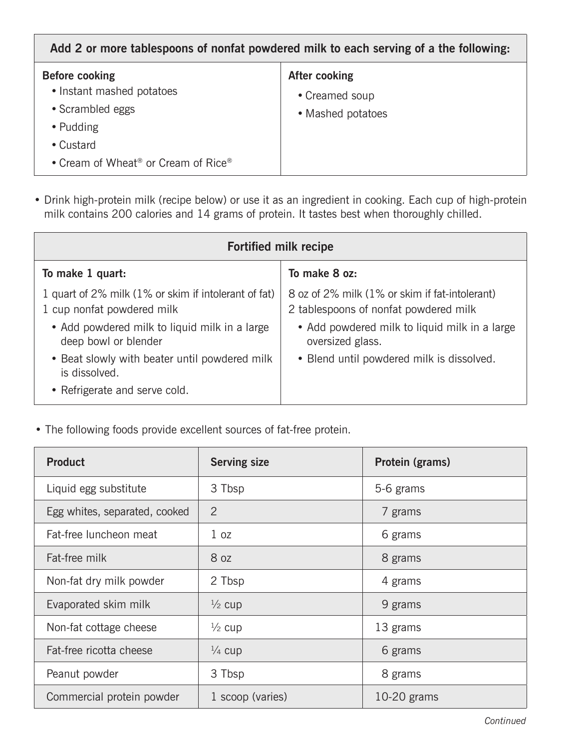| Add 2 or more tablespoons of nonfat powdered milk to each serving of a the following: | |
|---|---|
| **Before cooking**<br>• Instant mashed potatoes<br>• Scrambled eggs<br>• Pudding<br>• Custard<br>• Cream of Wheat® or Cream of Rice® | **After cooking**<br>• Creamed soup<br>• Mashed potatoes |

- Drink high-protein milk (recipe below) or use it as an ingredient in cooking. Each cup of high-protein milk contains 200 calories and 14 grams of protein. It tastes best when thoroughly chilled.

| Fortified milk recipe | |
|---|---|
| **To make 1 quart:**<br>1 quart of 2% milk (1% or skim if intolerant of fat)<br>1 cup nonfat powdered milk<br>• Add powdered milk to liquid milk in a large deep bowl or blender<br>• Beat slowly with beater until powdered milk is dissolved.<br>• Refrigerate and serve cold. | **To make 8 oz:**<br>8 oz of 2% milk (1% or skim if fat-intolerant)<br>2 tablespoons of nonfat powdered milk<br>• Add powdered milk to liquid milk in a large oversized glass.<br>• Blend until powdered milk is dissolved. |

- The following foods provide excellent sources of fat-free protein.

| Product | Serving size | Protein (grams) |
|---|---|---|
| Liquid egg substitute | 3 Tbsp | 5-6 grams |
| Egg whites, separated, cooked | 2 | 7 grams |
| Fat-free luncheon meat | 1 oz | 6 grams |
| Fat-free milk | 8 oz | 8 grams |
| Non-fat dry milk powder | 2 Tbsp | 4 grams |
| Evaporated skim milk | ½ cup | 9 grams |
| Non-fat cottage cheese | ½ cup | 13 grams |
| Fat-free ricotta cheese | ¼ cup | 6 grams |
| Peanut powder | 3 Tbsp | 8 grams |
| Commercial protein powder | 1 scoop (varies) | 10-20 grams |

*Continued*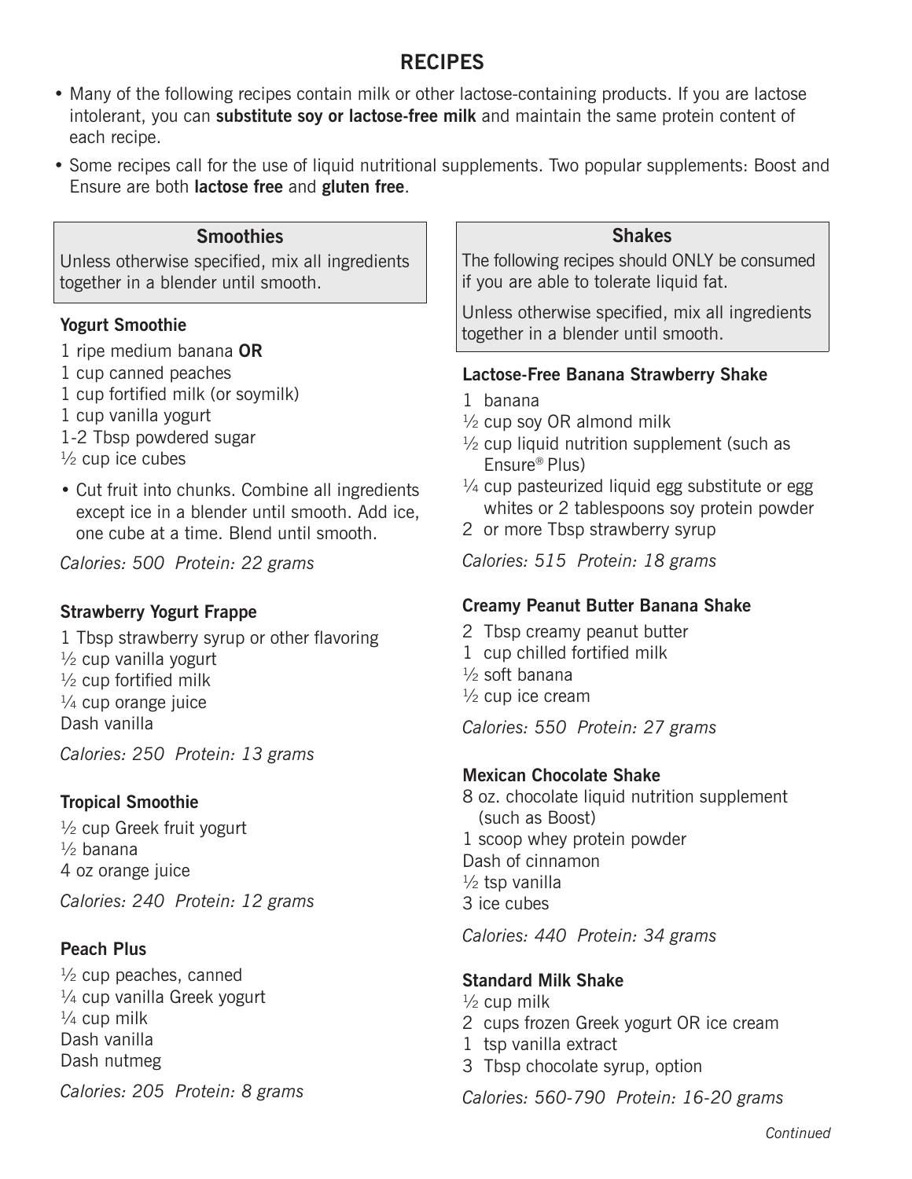# RECIPES

- Many of the following recipes contain milk or other lactose-containing products. If you are lactose intolerant, you can **substitute soy or lactose-free milk** and maintain the same protein content of each recipe.
- Some recipes call for the use of liquid nutritional supplements. Two popular supplements: Boost and Ensure are both **lactose free** and **gluten free**.

## Smoothies

Unless otherwise specified, mix all ingredients together in a blender until smooth.

### Yogurt Smoothie

1 ripe medium banana **OR**
1 cup canned peaches
1 cup fortified milk (or soymilk)
1 cup vanilla yogurt
1-2 Tbsp powdered sugar
½ cup ice cubes

- Cut fruit into chunks. Combine all ingredients except ice in a blender until smooth. Add ice, one cube at a time. Blend until smooth.

*Calories: 500 Protein: 22 grams*

### Strawberry Yogurt Frappe

1 Tbsp strawberry syrup or other flavoring
½ cup vanilla yogurt
½ cup fortified milk
¼ cup orange juice
Dash vanilla

*Calories: 250 Protein: 13 grams*

### Tropical Smoothie

½ cup Greek fruit yogurt
½ banana
4 oz orange juice

*Calories: 240 Protein: 12 grams*

### Peach Plus

½ cup peaches, canned
¼ cup vanilla Greek yogurt
¼ cup milk
Dash vanilla
Dash nutmeg

*Calories: 205 Protein: 8 grams*

## Shakes

The following recipes should ONLY be consumed if you are able to tolerate liquid fat.

Unless otherwise specified, mix all ingredients together in a blender until smooth.

### Lactose-Free Banana Strawberry Shake

1 banana
½ cup soy OR almond milk
½ cup liquid nutrition supplement (such as Ensure® Plus)
¼ cup pasteurized liquid egg substitute or egg whites or 2 tablespoons soy protein powder
2 or more Tbsp strawberry syrup

*Calories: 515 Protein: 18 grams*

### Creamy Peanut Butter Banana Shake

2 Tbsp creamy peanut butter
1 cup chilled fortified milk
½ soft banana
½ cup ice cream

*Calories: 550 Protein: 27 grams*

### Mexican Chocolate Shake

8 oz. chocolate liquid nutrition supplement (such as Boost)
1 scoop whey protein powder
Dash of cinnamon
½ tsp vanilla
3 ice cubes

*Calories: 440 Protein: 34 grams*

### Standard Milk Shake

½ cup milk
2 cups frozen Greek yogurt OR ice cream
1 tsp vanilla extract
3 Tbsp chocolate syrup, option

*Calories: 560-790 Protein: 16-20 grams*

*Continued*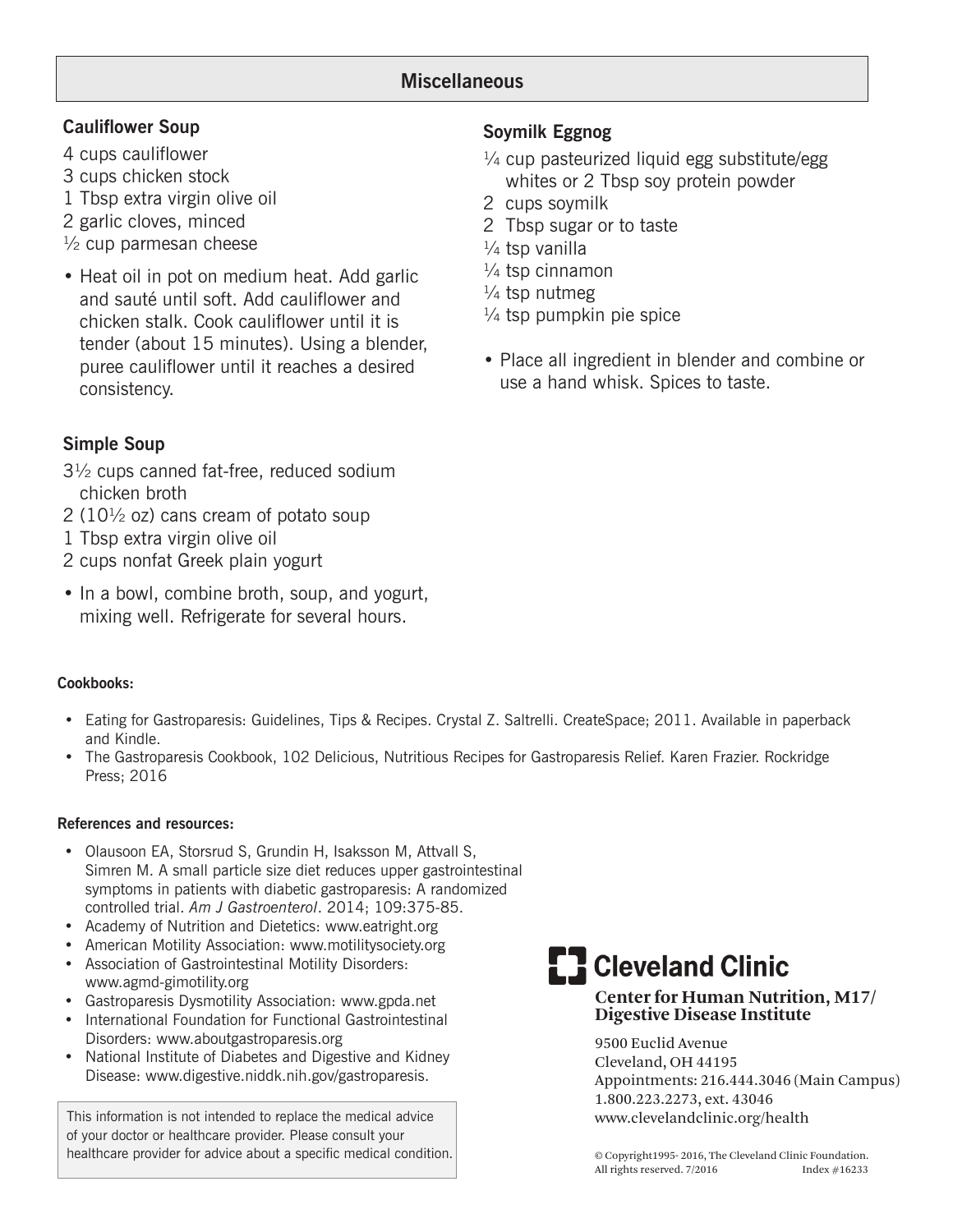## Miscellaneous

### Cauliflower Soup

4 cups cauliflower
3 cups chicken stock
1 Tbsp extra virgin olive oil
2 garlic cloves, minced
½ cup parmesan cheese

- Heat oil in pot on medium heat. Add garlic and sauté until soft. Add cauliflower and chicken stalk. Cook cauliflower until it is tender (about 15 minutes). Using a blender, puree cauliflower until it reaches a desired consistency.

### Simple Soup

3½ cups canned fat-free, reduced sodium chicken broth
2 (10½ oz) cans cream of potato soup
1 Tbsp extra virgin olive oil
2 cups nonfat Greek plain yogurt

- In a bowl, combine broth, soup, and yogurt, mixing well. Refrigerate for several hours.

### Soymilk Eggnog

¼ cup pasteurized liquid egg substitute/egg whites or 2 Tbsp soy protein powder
2 cups soymilk
2 Tbsp sugar or to taste
¼ tsp vanilla
¼ tsp cinnamon
¼ tsp nutmeg
¼ tsp pumpkin pie spice

- Place all ingredient in blender and combine or use a hand whisk. Spices to taste.

**Cookbooks:**

- Eating for Gastroparesis: Guidelines, Tips & Recipes. Crystal Z. Saltrelli. CreateSpace; 2011. Available in paperback and Kindle.
- The Gastroparesis Cookbook, 102 Delicious, Nutritious Recipes for Gastroparesis Relief. Karen Frazier. Rockridge Press; 2016

**References and resources:**

- Olausoon EA, Storsrud S, Grundin H, Isaksson M, Attvall S, Simren M. A small particle size diet reduces upper gastrointestinal symptoms in patients with diabetic gastroparesis: A randomized controlled trial. *Am J Gastroenterol*. 2014; 109:375-85.
- Academy of Nutrition and Dietetics: www.eatright.org
- American Motility Association: www.motilitysociety.org
- Association of Gastrointestinal Motility Disorders: www.agmd-gimotility.org
- Gastroparesis Dysmotility Association: www.gpda.net
- International Foundation for Functional Gastrointestinal Disorders: www.aboutgastroparesis.org
- National Institute of Diabetes and Digestive and Kidney Disease: www.digestive.niddk.nih.gov/gastroparesis.

This information is not intended to replace the medical advice of your doctor or healthcare provider. Please consult your healthcare provider for advice about a specific medical condition.

**Cleveland Clinic**

**Center for Human Nutrition, M17/ Digestive Disease Institute**

9500 Euclid Avenue
Cleveland, OH 44195
Appointments: 216.444.3046 (Main Campus)
1.800.223.2273, ext. 43046
www.clevelandclinic.org/health

© Copyright1995- 2016, The Cleveland Clinic Foundation. All rights reserved. 7/2016 Index #16233